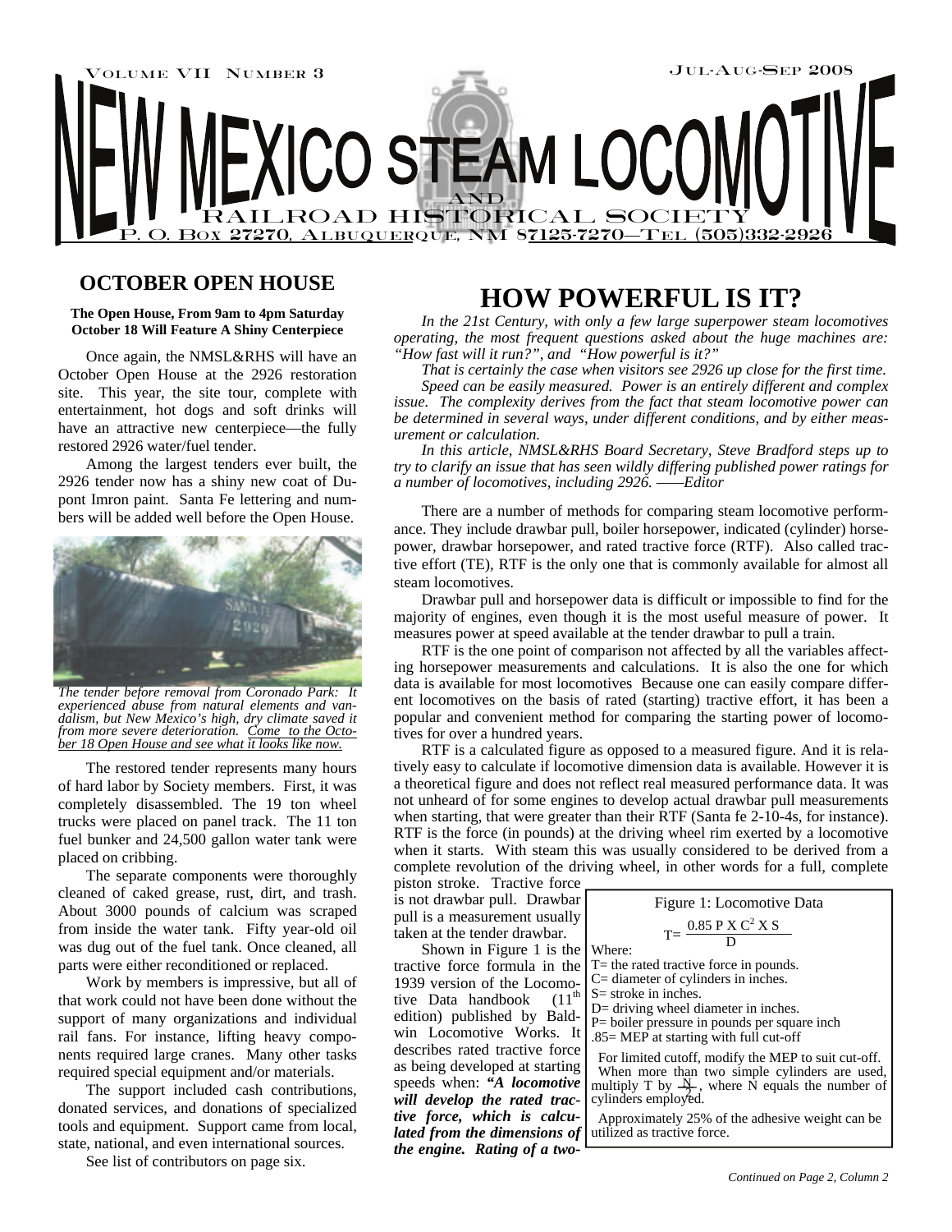# NEW MEXICO STEAM LOCOMOTIVE AND RAILROAD HISTORICAL SOCIETY

Volume VII Number 3 — Jul-Aug-Sep 2008

P. O. Box 27270, Albuquerque, NM 87125-7270—Tel (505)332-2926

## OCTOBER OPEN HOUSE

**The Open House, From 9am to 4pm Saturday October 18 Will Feature A Shiny Centerpiece**

Once again, the NMSL&RHS will have an October Open House at the 2926 restoration site. This year, the site tour, complete with entertainment, hot dogs and soft drinks will have an attractive new centerpiece—the fully restored 2926 water/fuel tender.

Among the largest tenders ever built, the 2926 tender now has a shiny new coat of Dupont Imron paint. Santa Fe lettering and numbers will be added well before the Open House.

*The tender before removal from Coronado Park: It experienced abuse from natural elements and vandalism, but New Mexico's high, dry climate saved it from more severe deterioration. Come to the October 18 Open House and see what it looks like now.*

The restored tender represents many hours of hard labor by Society members. First, it was completely disassembled. The 19 ton wheel trucks were placed on panel track. The 11 ton fuel bunker and 24,500 gallon water tank were placed on cribbing.

The separate components were thoroughly cleaned of caked grease, rust, dirt, and trash. About 3000 pounds of calcium was scraped from inside the water tank. Fifty year-old oil was dug out of the fuel tank. Once cleaned, all parts were either reconditioned or replaced.

Work by members is impressive, but all of that work could not have been done without the support of many organizations and individual rail fans. For instance, lifting heavy components required large cranes. Many other tasks required special equipment and/or materials.

The support included cash contributions, donated services, and donations of specialized tools and equipment. Support came from local, state, national, and even international sources.

See list of contributors on page six.

## HOW POWERFUL IS IT?

*In the 21st Century, with only a few large superpower steam locomotives operating, the most frequent questions asked about the huge machines are: "How fast will it run?", and "How powerful is it?"*

*That is certainly the case when visitors see 2926 up close for the first time.*

*Speed can be easily measured. Power is an entirely different and complex issue. The complexity derives from the fact that steam locomotive power can be determined in several ways, under different conditions, and by either measurement or calculation.*

*In this article, NMSL&RHS Board Secretary, Steve Bradford steps up to try to clarify an issue that has seen wildly differing published power ratings for a number of locomotives, including 2926. ——Editor*

There are a number of methods for comparing steam locomotive performance. They include drawbar pull, boiler horsepower, indicated (cylinder) horsepower, drawbar horsepower, and rated tractive force (RTF). Also called tractive effort (TE), RTF is the only one that is commonly available for almost all steam locomotives.

Drawbar pull and horsepower data is difficult or impossible to find for the majority of engines, even though it is the most useful measure of power. It measures power at speed available at the tender drawbar to pull a train.

RTF is the one point of comparison not affected by all the variables affecting horsepower measurements and calculations. It is also the one for which data is available for most locomotives Because one can easily compare different locomotives on the basis of rated (starting) tractive effort, it has been a popular and convenient method for comparing the starting power of locomotives for over a hundred years.

RTF is a calculated figure as opposed to a measured figure. And it is relatively easy to calculate if locomotive dimension data is available. However it is a theoretical figure and does not reflect real measured performance data. It was not unheard of for some engines to develop actual drawbar pull measurements when starting, that were greater than their RTF (Santa fe 2-10-4s, for instance). RTF is the force (in pounds) at the driving wheel rim exerted by a locomotive when it starts. With steam this was usually considered to be derived from a complete revolution of the driving wheel, in other words for a full, complete piston stroke. Tractive force is not drawbar pull. Drawbar pull is a measurement usually taken at the tender drawbar.

Shown in Figure 1 is the tractive force formula in the 1939 version of the Locomotive Data handbook (11[th] edition) published by Baldwin Locomotive Works. It describes rated tractive force as being developed at starting speeds when: ***"A locomotive will develop the rated tractive force, which is calculated from the dimensions of the engine. Rating of a two-***

> Figure 1: Locomotive Data
>
> $$T = \frac{0.85\ P \times C^2 \times S}{D}$$
>
> Where:
> T= the rated tractive force in pounds.
> C= diameter of cylinders in inches.
> S= stroke in inches.
> D= driving wheel diameter in inches.
> P= boiler pressure in pounds per square inch
> .85= MEP at starting with full cut-off
>
> For limited cutoff, modify the MEP to suit cut-off. When more than two simple cylinders are used, multiply T by $\frac{N}{2}$, where N equals the number of cylinders employed.
>
> Approximately 25% of the adhesive weight can be utilized as tractive force.

*Continued on Page 2, Column 2*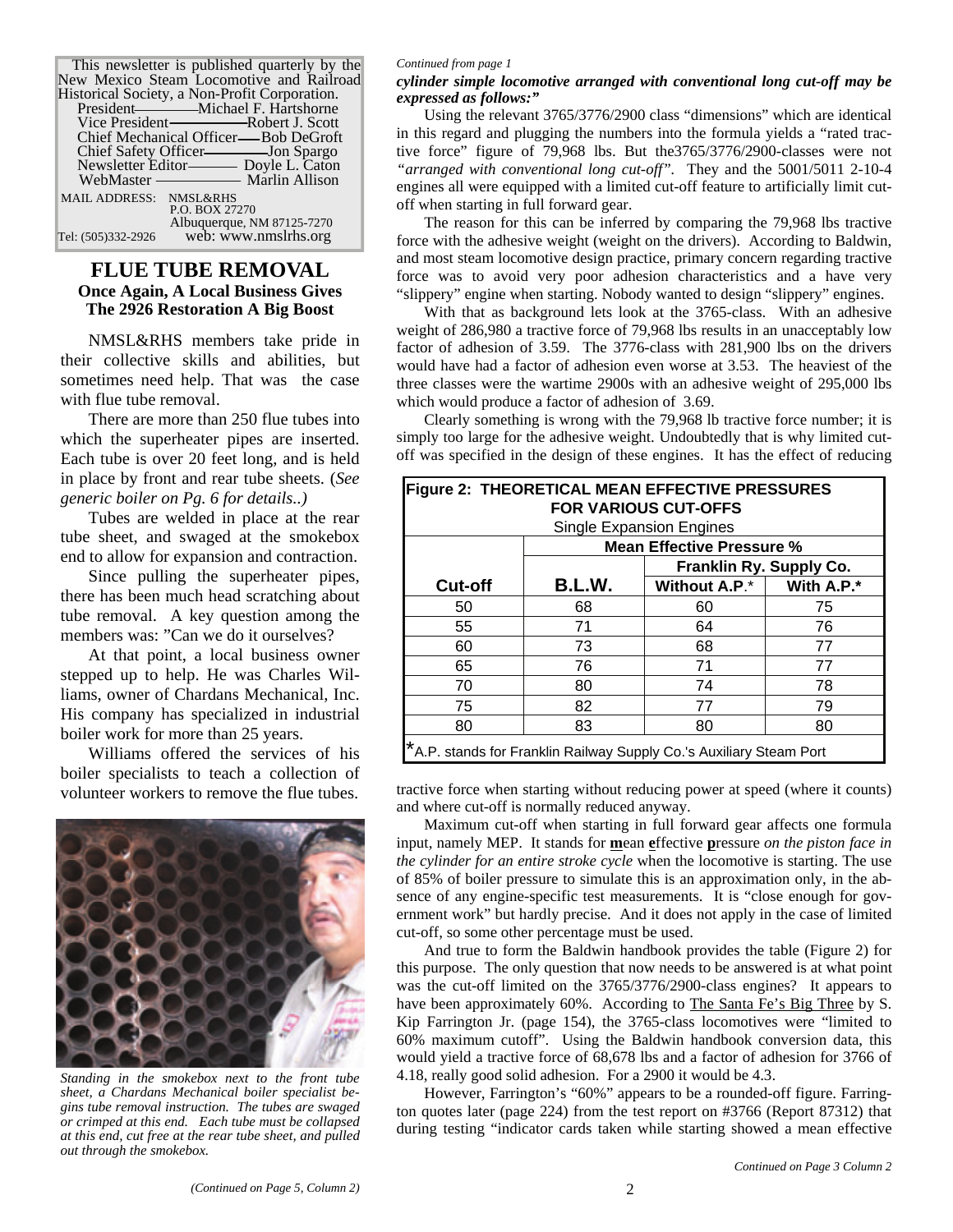This newsletter is published quarterly by the New Mexico Steam Locomotive and Railroad Historical Society, a Non-Profit Corporation.

President — Michael F. Hartshorne
Vice President — Robert J. Scott
Chief Mechanical Officer — Bob DeGroft
Chief Safety Officer — Jon Spargo
Newsletter Editor — Doyle L. Caton
WebMaster — Marlin Allison

MAIL ADDRESS: NMSL&RHS
P.O. BOX 27270
Albuquerque, NM 87125-7270
Tel: (505)332-2926 web: www.nmslrhs.org

## FLUE TUBE REMOVAL

### Once Again, A Local Business Gives The 2926 Restoration A Big Boost

NMSL&RHS members take pride in their collective skills and abilities, but sometimes need help. That was the case with flue tube removal.

There are more than 250 flue tubes into which the superheater pipes are inserted. Each tube is over 20 feet long, and is held in place by front and rear tube sheets. (*See generic boiler on Pg. 6 for details..)*

Tubes are welded in place at the rear tube sheet, and swaged at the smokebox end to allow for expansion and contraction.

Since pulling the superheater pipes, there has been much head scratching about tube removal. A key question among the members was: "Can we do it ourselves?

At that point, a local business owner stepped up to help. He was Charles Williams, owner of Chardans Mechanical, Inc. His company has specialized in industrial boiler work for more than 25 years.

Williams offered the services of his boiler specialists to teach a collection of volunteer workers to remove the flue tubes.

*Standing in the smokebox next to the front tube sheet, a Chardans Mechanical boiler specialist begins tube removal instruction. The tubes are swaged or crimped at this end. Each tube must be collapsed at this end, cut free at the rear tube sheet, and pulled out through the smokebox.*

*(Continued on Page 5, Column 2)*

---

*Continued from page 1*

***cylinder simple locomotive arranged with conventional long cut-off may be expressed as follows:"***

Using the relevant 3765/3776/2900 class "dimensions" which are identical in this regard and plugging the numbers into the formula yields a "rated tractive force" figure of 79,968 lbs. But the3765/3776/2900-classes were not *"arranged with conventional long cut-off"*. They and the 5001/5011 2-10-4 engines all were equipped with a limited cut-off feature to artificially limit cut-off when starting in full forward gear.

The reason for this can be inferred by comparing the 79,968 lbs tractive force with the adhesive weight (weight on the drivers). According to Baldwin, and most steam locomotive design practice, primary concern regarding tractive force was to avoid very poor adhesion characteristics and a have very "slippery" engine when starting. Nobody wanted to design "slippery" engines.

With that as background lets look at the 3765-class. With an adhesive weight of 286,980 a tractive force of 79,968 lbs results in an unacceptably low factor of adhesion of 3.59. The 3776-class with 281,900 lbs on the drivers would have had a factor of adhesion even worse at 3.53. The heaviest of the three classes were the wartime 2900s with an adhesive weight of 295,000 lbs which would produce a factor of adhesion of 3.69.

Clearly something is wrong with the 79,968 lb tractive force number; it is simply too large for the adhesive weight. Undoubtedly that is why limited cut-off was specified in the design of these engines. It has the effect of reducing tractive force when starting without reducing power at speed (where it counts) and where cut-off is normally reduced anyway.

**Figure 2: THEORETICAL MEAN EFFECTIVE PRESSURES FOR VARIOUS CUT-OFFS**
Single Expansion Engines

| | Mean Effective Pressure % | | |
|---|---|---|---|
| | | Franklin Ry. Supply Co. | |
| Cut-off | B.L.W. | Without A.P.* | With A.P.* |
| 50 | 68 | 60 | 75 |
| 55 | 71 | 64 | 76 |
| 60 | 73 | 68 | 77 |
| 65 | 76 | 71 | 77 |
| 70 | 80 | 74 | 78 |
| 75 | 82 | 77 | 79 |
| 80 | 83 | 80 | 80 |

*A.P. stands for Franklin Railway Supply Co.'s Auxiliary Steam Port

Maximum cut-off when starting in full forward gear affects one formula input, namely MEP. It stands for **m**ean **e**ffective **p**ressure *on the piston face in the cylinder for an entire stroke cycle* when the locomotive is starting. The use of 85% of boiler pressure to simulate this is an approximation only, in the absence of any engine-specific test measurements. It is "close enough for government work" but hardly precise. And it does not apply in the case of limited cut-off, so some other percentage must be used.

And true to form the Baldwin handbook provides the table (Figure 2) for this purpose. The only question that now needs to be answered is at what point was the cut-off limited on the 3765/3776/2900-class engines? It appears to have been approximately 60%. According to The Santa Fe's Big Three by S. Kip Farrington Jr. (page 154), the 3765-class locomotives were "limited to 60% maximum cutoff". Using the Baldwin handbook conversion data, this would yield a tractive force of 68,678 lbs and a factor of adhesion for 3766 of 4.18, really good solid adhesion. For a 2900 it would be 4.3.

However, Farrington's "60%" appears to be a rounded-off figure. Farrington quotes later (page 224) from the test report on #3766 (Report 87312) that during testing "indicator cards taken while starting showed a mean effective

*Continued on Page 3 Column 2*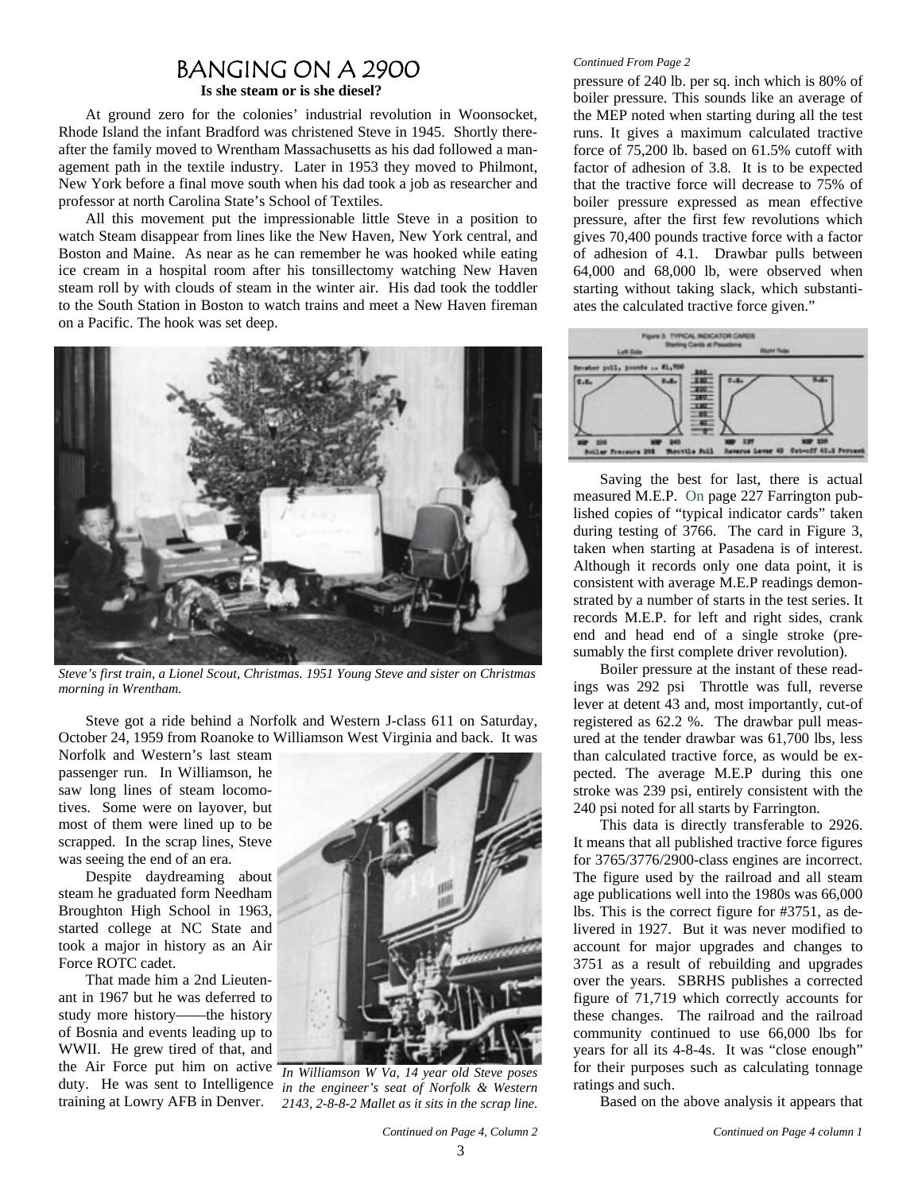# BANGING ON A 2900

**Is she steam or is she diesel?**

At ground zero for the colonies' industrial revolution in Woonsocket, Rhode Island the infant Bradford was christened Steve in 1945. Shortly thereafter the family moved to Wrentham Massachusetts as his dad followed a management path in the textile industry. Later in 1953 they moved to Philmont, New York before a final move south when his dad took a job as researcher and professor at north Carolina State's School of Textiles.

All this movement put the impressionable little Steve in a position to watch Steam disappear from lines like the New Haven, New York central, and Boston and Maine. As near as he can remember he was hooked while eating ice cream in a hospital room after his tonsillectomy watching New Haven steam roll by with clouds of steam in the winter air. His dad took the toddler to the South Station in Boston to watch trains and meet a New Haven fireman on a Pacific. The hook was set deep.

*Steve's first train, a Lionel Scout, Christmas. 1951 Young Steve and sister on Christmas morning in Wrentham.*

Steve got a ride behind a Norfolk and Western J-class 611 on Saturday, October 24, 1959 from Roanoke to Williamson West Virginia and back. It was Norfolk and Western's last steam passenger run. In Williamson, he saw long lines of steam locomotives. Some were on layover, but most of them were lined up to be scrapped. In the scrap lines, Steve was seeing the end of an era.

Despite daydreaming about steam he graduated form Needham Broughton High School in 1963, started college at NC State and took a major in history as an Air Force ROTC cadet.

That made him a 2nd Lieutenant in 1967 but he was deferred to study more history——the history of Bosnia and events leading up to WWII. He grew tired of that, and the Air Force put him on active duty. He was sent to Intelligence training at Lowry AFB in Denver.

*In Williamson W Va, 14 year old Steve poses in the engineer's seat of Norfolk & Western 2143, 2-8-8-2 Mallet as it sits in the scrap line.*

*Continued on Page 4, Column 2*

*Continued From Page 2*

pressure of 240 lb. per sq. inch which is 80% of boiler pressure. This sounds like an average of the MEP noted when starting during all the test runs. It gives a maximum calculated tractive force of 75,200 lb. based on 61.5% cutoff with factor of adhesion of 3.8. It is to be expected that the tractive force will decrease to 75% of boiler pressure expressed as mean effective pressure, after the first few revolutions which gives 70,400 pounds tractive force with a factor of adhesion of 4.1. Drawbar pulls between 64,000 and 68,000 lb, were observed when starting without taking slack, which substantiates the calculated tractive force given."

Figure 3 TYPICAL INDICATOR CARDS — Starting Cards at Pasadena

Saving the best for last, there is actual measured M.E.P. On page 227 Farrington published copies of "typical indicator cards" taken during testing of 3766. The card in Figure 3, taken when starting at Pasadena is of interest. Although it records only one data point, it is consistent with average M.E.P readings demonstrated by a number of starts in the test series. It records M.E.P. for left and right sides, crank end and head end of a single stroke (presumably the first complete driver revolution).

Boiler pressure at the instant of these readings was 292 psi Throttle was full, reverse lever at detent 43 and, most importantly, cut-of registered as 62.2 %. The drawbar pull measured at the tender drawbar was 61,700 lbs, less than calculated tractive force, as would be expected. The average M.E.P during this one stroke was 239 psi, entirely consistent with the 240 psi noted for all starts by Farrington.

This data is directly transferable to 2926. It means that all published tractive force figures for 3765/3776/2900-class engines are incorrect. The figure used by the railroad and all steam age publications well into the 1980s was 66,000 lbs. This is the correct figure for #3751, as delivered in 1927. But it was never modified to account for major upgrades and changes to 3751 as a result of rebuilding and upgrades over the years. SBRHS publishes a corrected figure of 71,719 which correctly accounts for these changes. The railroad and the railroad community continued to use 66,000 lbs for years for all its 4-8-4s. It was "close enough" for their purposes such as calculating tonnage ratings and such.

Based on the above analysis it appears that

*Continued on Page 4 column 1*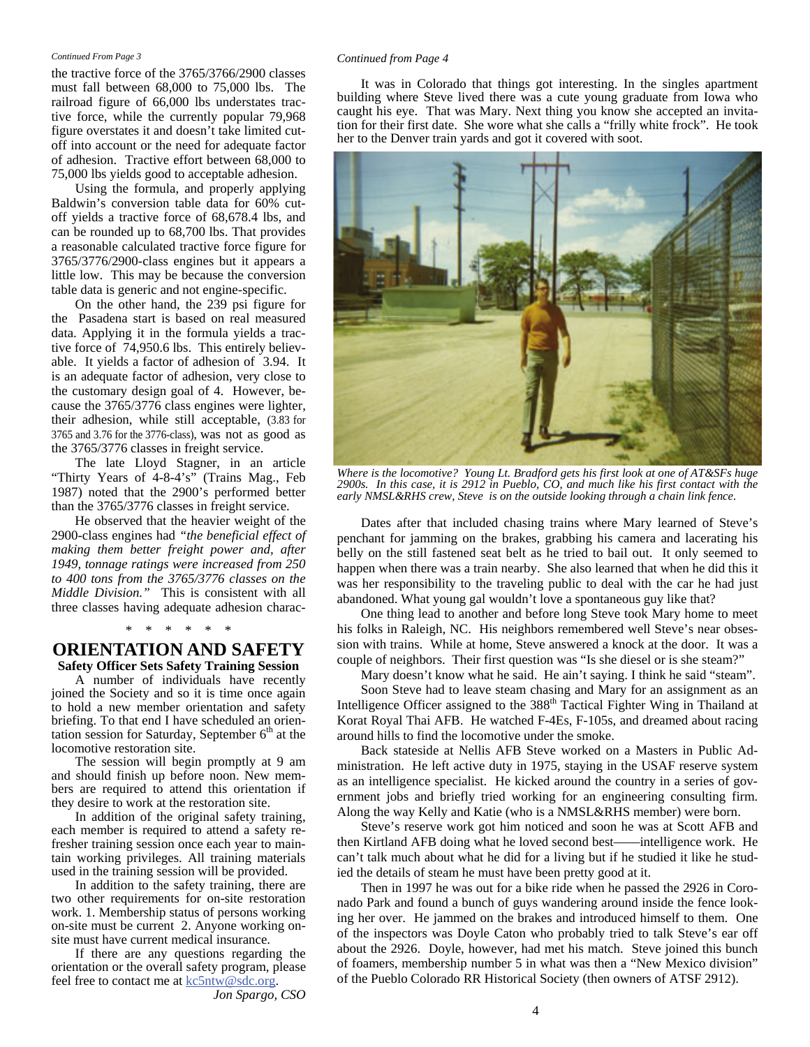*Continued From Page 3*

the tractive force of the 3765/3766/2900 classes must fall between 68,000 to 75,000 lbs. The railroad figure of 66,000 lbs understates tractive force, while the currently popular 79,968 figure overstates it and doesn't take limited cutoff into account or the need for adequate factor of adhesion. Tractive effort between 68,000 to 75,000 lbs yields good to acceptable adhesion.

Using the formula, and properly applying Baldwin's conversion table data for 60% cutoff yields a tractive force of 68,678.4 lbs, and can be rounded up to 68,700 lbs. That provides a reasonable calculated tractive force figure for 3765/3776/2900-class engines but it appears a little low. This may be because the conversion table data is generic and not engine-specific.

On the other hand, the 239 psi figure for the Pasadena start is based on real measured data. Applying it in the formula yields a tractive force of 74,950.6 lbs. This entirely believable. It yields a factor of adhesion of 3.94. It is an adequate factor of adhesion, very close to the customary design goal of 4. However, because the 3765/3776 class engines were lighter, their adhesion, while still acceptable, (3.83 for 3765 and 3.76 for the 3776-class), was not as good as the 3765/3776 classes in freight service.

The late Lloyd Stagner, in an article "Thirty Years of 4-8-4's" (Trains Mag., Feb 1987) noted that the 2900's performed better than the 3765/3776 classes in freight service.

He observed that the heavier weight of the 2900-class engines had *"the beneficial effect of making them better freight power and, after 1949, tonnage ratings were increased from 250 to 400 tons from the 3765/3776 classes on the Middle Division."* This is consistent with all three classes having adequate adhesion charac-

\* \* \* \* \* \*

## ORIENTATION AND SAFETY

### Safety Officer Sets Safety Training Session

A number of individuals have recently joined the Society and so it is time once again to hold a new member orientation and safety briefing. To that end I have scheduled an orientation session for Saturday, September 6th at the locomotive restoration site.

The session will begin promptly at 9 am and should finish up before noon. New members are required to attend this orientation if they desire to work at the restoration site.

In addition of the original safety training, each member is required to attend a safety refresher training session once each year to maintain working privileges. All training materials used in the training session will be provided.

In addition to the safety training, there are two other requirements for on-site restoration work. 1. Membership status of persons working on-site must be current 2. Anyone working on-site must have current medical insurance.

If there are any questions regarding the orientation or the overall safety program, please feel free to contact me at kc5ntw@sdc.org.

*Jon Spargo, CSO*

*Continued from Page 4*

It was in Colorado that things got interesting. In the singles apartment building where Steve lived there was a cute young graduate from Iowa who caught his eye. That was Mary. Next thing you know she accepted an invitation for their first date. She wore what she calls a "frilly white frock". He took her to the Denver train yards and got it covered with soot.

*Where is the locomotive? Young Lt. Bradford gets his first look at one of AT&SFs huge 2900s. In this case, it is 2912 in Pueblo, CO, and much like his first contact with the early NMSL&RHS crew, Steve is on the outside looking through a chain link fence.*

Dates after that included chasing trains where Mary learned of Steve's penchant for jamming on the brakes, grabbing his camera and lacerating his belly on the still fastened seat belt as he tried to bail out. It only seemed to happen when there was a train nearby. She also learned that when he did this it was her responsibility to the traveling public to deal with the car he had just abandoned. What young gal wouldn't love a spontaneous guy like that?

One thing lead to another and before long Steve took Mary home to meet his folks in Raleigh, NC. His neighbors remembered well Steve's near obsession with trains. While at home, Steve answered a knock at the door. It was a couple of neighbors. Their first question was "Is she diesel or is she steam?"

Mary doesn't know what he said. He ain't saying. I think he said "steam".

Soon Steve had to leave steam chasing and Mary for an assignment as an Intelligence Officer assigned to the 388th Tactical Fighter Wing in Thailand at Korat Royal Thai AFB. He watched F-4Es, F-105s, and dreamed about racing around hills to find the locomotive under the smoke.

Back stateside at Nellis AFB Steve worked on a Masters in Public Administration. He left active duty in 1975, staying in the USAF reserve system as an intelligence specialist. He kicked around the country in a series of government jobs and briefly tried working for an engineering consulting firm. Along the way Kelly and Katie (who is a NMSL&RHS member) were born.

Steve's reserve work got him noticed and soon he was at Scott AFB and then Kirtland AFB doing what he loved second best——intelligence work. He can't talk much about what he did for a living but if he studied it like he studied the details of steam he must have been pretty good at it.

Then in 1997 he was out for a bike ride when he passed the 2926 in Coronado Park and found a bunch of guys wandering around inside the fence looking her over. He jammed on the brakes and introduced himself to them. One of the inspectors was Doyle Caton who probably tried to talk Steve's ear off about the 2926. Doyle, however, had met his match. Steve joined this bunch of foamers, membership number 5 in what was then a "New Mexico division" of the Pueblo Colorado RR Historical Society (then owners of ATSF 2912).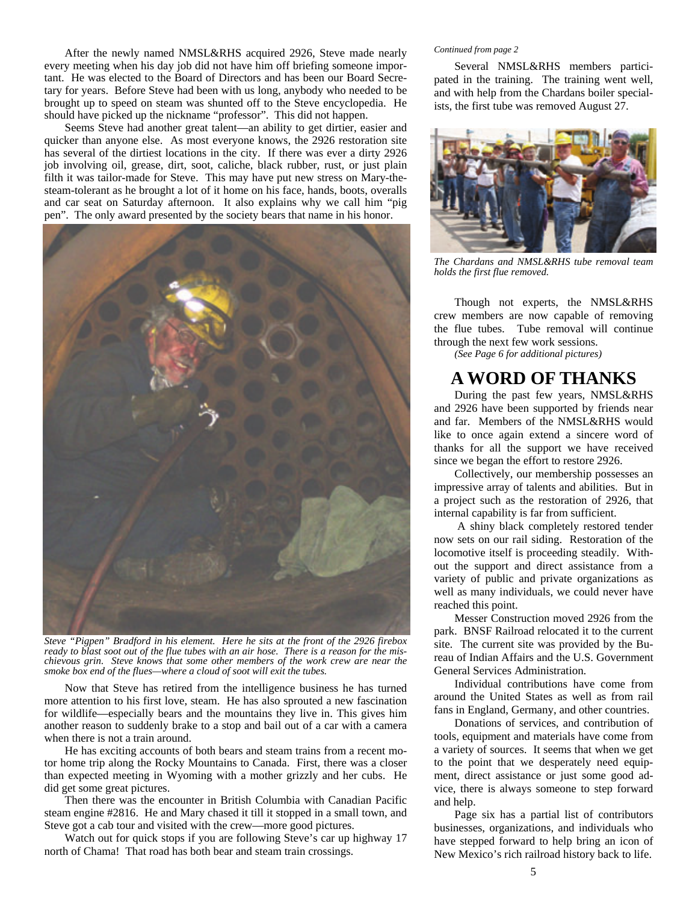After the newly named NMSL&RHS acquired 2926, Steve made nearly every meeting when his day job did not have him off briefing someone important. He was elected to the Board of Directors and has been our Board Secretary for years. Before Steve had been with us long, anybody who needed to be brought up to speed on steam was shunted off to the Steve encyclopedia. He should have picked up the nickname "professor". This did not happen.

Seems Steve had another great talent—an ability to get dirtier, easier and quicker than anyone else. As most everyone knows, the 2926 restoration site has several of the dirtiest locations in the city. If there was ever a dirty 2926 job involving oil, grease, dirt, soot, caliche, black rubber, rust, or just plain filth it was tailor-made for Steve. This may have put new stress on Mary-the-steam-tolerant as he brought a lot of it home on his face, hands, boots, overalls and car seat on Saturday afternoon. It also explains why we call him "pig pen". The only award presented by the society bears that name in his honor.

*Steve "Pigpen" Bradford in his element. Here he sits at the front of the 2926 firebox ready to blast soot out of the flue tubes with an air hose. There is a reason for the mischievous grin. Steve knows that some other members of the work crew are near the smoke box end of the flues—where a cloud of soot will exit the tubes.*

Now that Steve has retired from the intelligence business he has turned more attention to his first love, steam. He has also sprouted a new fascination for wildlife—especially bears and the mountains they live in. This gives him another reason to suddenly brake to a stop and bail out of a car with a camera when there is not a train around.

He has exciting accounts of both bears and steam trains from a recent motor home trip along the Rocky Mountains to Canada. First, there was a closer than expected meeting in Wyoming with a mother grizzly and her cubs. He did get some great pictures.

Then there was the encounter in British Columbia with Canadian Pacific steam engine #2816. He and Mary chased it till it stopped in a small town, and Steve got a cab tour and visited with the crew—more good pictures.

Watch out for quick stops if you are following Steve's car up highway 17 north of Chama! That road has both bear and steam train crossings.

*Continued from page 2*

Several NMSL&RHS members participated in the training. The training went well, and with help from the Chardans boiler specialists, the first tube was removed August 27.

*The Chardans and NMSL&RHS tube removal team holds the first flue removed.*

Though not experts, the NMSL&RHS crew members are now capable of removing the flue tubes. Tube removal will continue through the next few work sessions.

*(See Page 6 for additional pictures)*

# A WORD OF THANKS

During the past few years, NMSL&RHS and 2926 have been supported by friends near and far. Members of the NMSL&RHS would like to once again extend a sincere word of thanks for all the support we have received since we began the effort to restore 2926.

Collectively, our membership possesses an impressive array of talents and abilities. But in a project such as the restoration of 2926, that internal capability is far from sufficient.

A shiny black completely restored tender now sets on our rail siding. Restoration of the locomotive itself is proceeding steadily. Without the support and direct assistance from a variety of public and private organizations as well as many individuals, we could never have reached this point.

Messer Construction moved 2926 from the park. BNSF Railroad relocated it to the current site. The current site was provided by the Bureau of Indian Affairs and the U.S. Government General Services Administration.

Individual contributions have come from around the United States as well as from rail fans in England, Germany, and other countries.

Donations of services, and contribution of tools, equipment and materials have come from a variety of sources. It seems that when we get to the point that we desperately need equipment, direct assistance or just some good advice, there is always someone to step forward and help.

Page six has a partial list of contributors businesses, organizations, and individuals who have stepped forward to help bring an icon of New Mexico's rich railroad history back to life.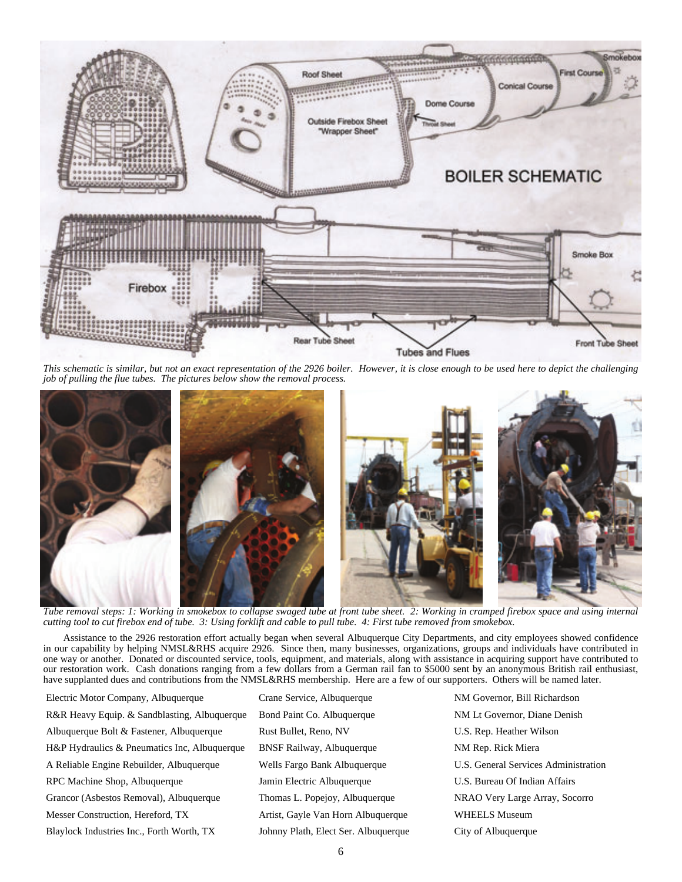BOILER SCHEMATIC

Roof Sheet

Outside Firebox Sheet "Wrapper Sheet"

Dome Course

Throat Sheet

Conical Course

First Course

Smokebox

Firebox

Rear Tube Sheet

Tubes and Flues

Smoke Box

Front Tube Sheet

*This schematic is similar, but not an exact representation of the 2926 boiler. However, it is close enough to be used here to depict the challenging job of pulling the flue tubes. The pictures below show the removal process.*

*Tube removal steps: 1: Working in smokebox to collapse swaged tube at front tube sheet. 2: Working in cramped firebox space and using internal cutting tool to cut firebox end of tube. 3: Using forklift and cable to pull tube. 4: First tube removed from smokebox.*

Assistance to the 2926 restoration effort actually began when several Albuquerque City Departments, and city employees showed confidence in our capability by helping NMSL&RHS acquire 2926. Since then, many businesses, organizations, groups and individuals have contributed in one way or another. Donated or discounted service, tools, equipment, and materials, along with assistance in acquiring support have contributed to our restoration work. Cash donations ranging from a few dollars from a German rail fan to $5000 sent by an anonymous British rail enthusiast, have supplanted dues and contributions from the NMSL&RHS membership. Here are a few of our supporters. Others will be named later.

| | | |
|---|---|---|
| Electric Motor Company, Albuquerque | Crane Service, Albuquerque | NM Governor, Bill Richardson |
| R&R Heavy Equip. & Sandblasting, Albuquerque | Bond Paint Co. Albuquerque | NM Lt Governor, Diane Denish |
| Albuquerque Bolt & Fastener, Albuquerque | Rust Bullet, Reno, NV | U.S. Rep. Heather Wilson |
| H&P Hydraulics & Pneumatics Inc, Albuquerque | BNSF Railway, Albuquerque | NM Rep. Rick Miera |
| A Reliable Engine Rebuilder, Albuquerque | Wells Fargo Bank Albuquerque | U.S. General Services Administration |
| RPC Machine Shop, Albuquerque | Jamin Electric Albuquerque | U.S. Bureau Of Indian Affairs |
| Grancor (Asbestos Removal), Albuquerque | Thomas L. Popejoy, Albuquerque | NRAO Very Large Array, Socorro |
| Messer Construction, Hereford, TX | Artist, Gayle Van Horn Albuquerque | WHEELS Museum |
| Blaylock Industries Inc., Forth Worth, TX | Johnny Plath, Elect Ser. Albuquerque | City of Albuquerque |